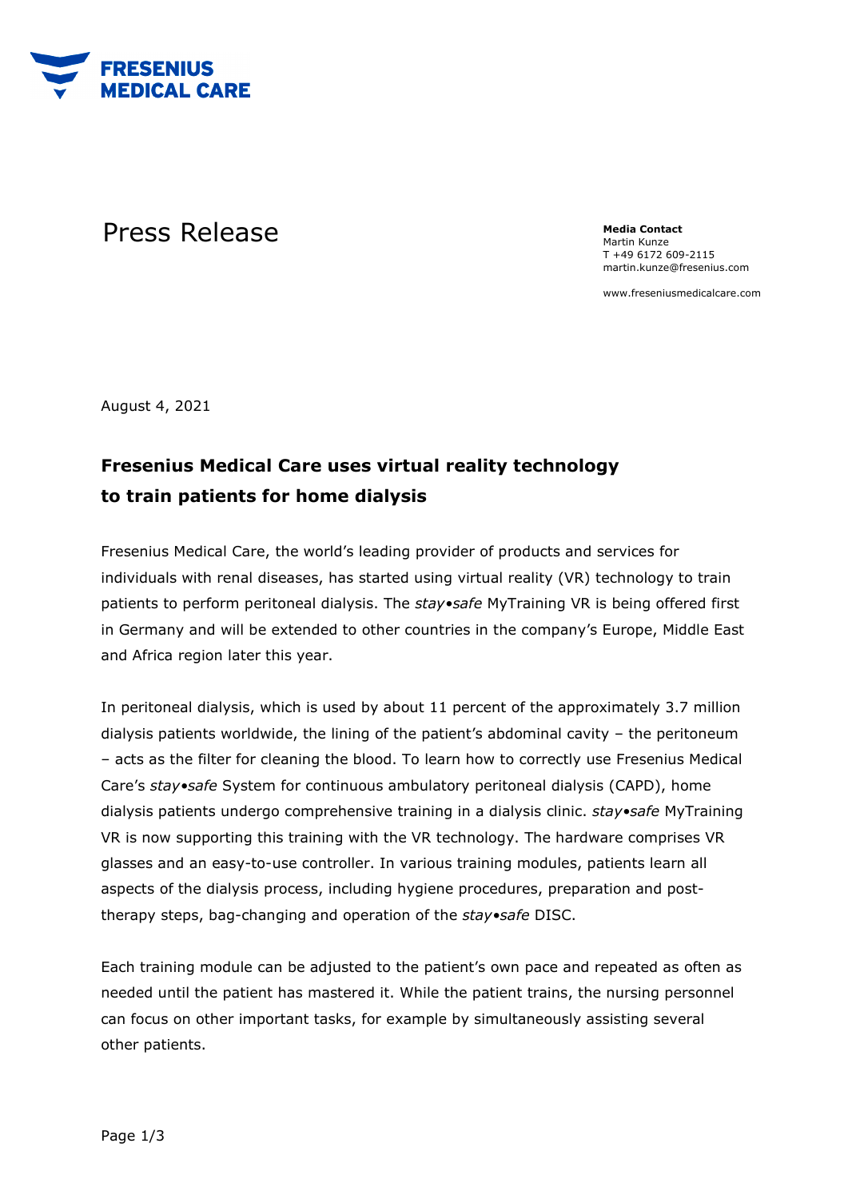FRESENIUS MEDICAL CARE

# Press Release

**Media Contact**
Martin Kunze
T +49 6172 609-2115
martin.kunze@fresenius.com

www.freseniusmedicalcare.com

August 4, 2021

## Fresenius Medical Care uses virtual reality technology to train patients for home dialysis

Fresenius Medical Care, the world's leading provider of products and services for individuals with renal diseases, has started using virtual reality (VR) technology to train patients to perform peritoneal dialysis. The *stay•safe* MyTraining VR is being offered first in Germany and will be extended to other countries in the company's Europe, Middle East and Africa region later this year.

In peritoneal dialysis, which is used by about 11 percent of the approximately 3.7 million dialysis patients worldwide, the lining of the patient's abdominal cavity – the peritoneum – acts as the filter for cleaning the blood. To learn how to correctly use Fresenius Medical Care's *stay•safe* System for continuous ambulatory peritoneal dialysis (CAPD), home dialysis patients undergo comprehensive training in a dialysis clinic. *stay•safe* MyTraining VR is now supporting this training with the VR technology. The hardware comprises VR glasses and an easy-to-use controller. In various training modules, patients learn all aspects of the dialysis process, including hygiene procedures, preparation and post-therapy steps, bag-changing and operation of the *stay•safe* DISC.

Each training module can be adjusted to the patient's own pace and repeated as often as needed until the patient has mastered it. While the patient trains, the nursing personnel can focus on other important tasks, for example by simultaneously assisting several other patients.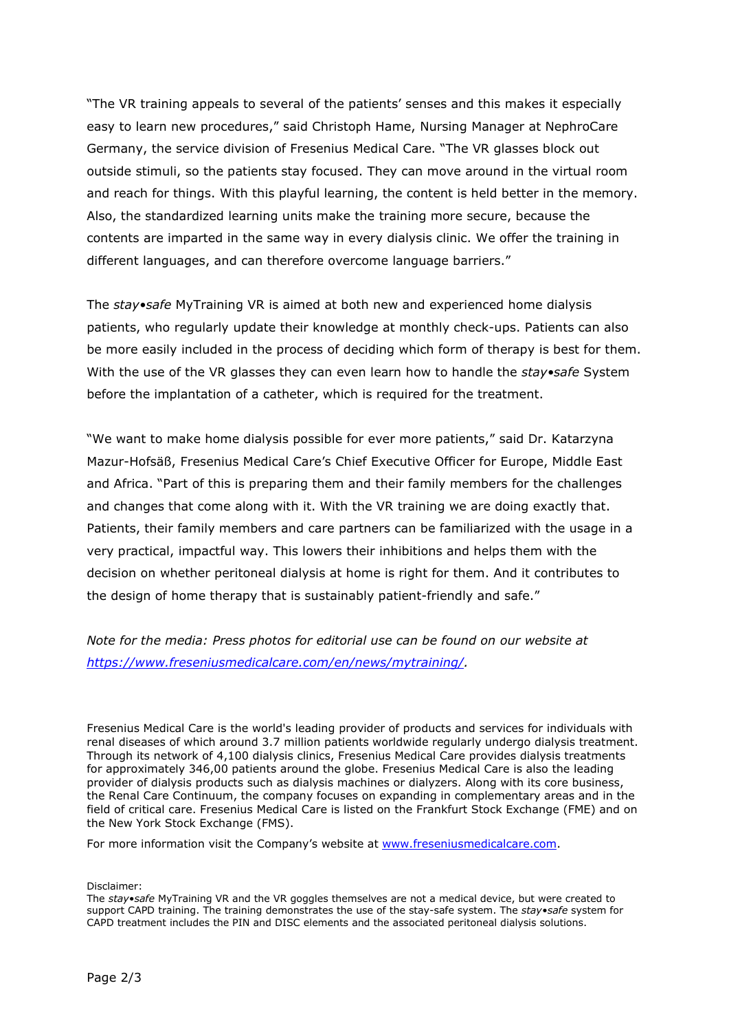"The VR training appeals to several of the patients' senses and this makes it especially easy to learn new procedures," said Christoph Hame, Nursing Manager at NephroCare Germany, the service division of Fresenius Medical Care. "The VR glasses block out outside stimuli, so the patients stay focused. They can move around in the virtual room and reach for things. With this playful learning, the content is held better in the memory. Also, the standardized learning units make the training more secure, because the contents are imparted in the same way in every dialysis clinic. We offer the training in different languages, and can therefore overcome language barriers."

The *stay•safe* MyTraining VR is aimed at both new and experienced home dialysis patients, who regularly update their knowledge at monthly check-ups. Patients can also be more easily included in the process of deciding which form of therapy is best for them. With the use of the VR glasses they can even learn how to handle the *stay•safe* System before the implantation of a catheter, which is required for the treatment.

"We want to make home dialysis possible for ever more patients," said Dr. Katarzyna Mazur-Hofsäß, Fresenius Medical Care's Chief Executive Officer for Europe, Middle East and Africa. "Part of this is preparing them and their family members for the challenges and changes that come along with it. With the VR training we are doing exactly that. Patients, their family members and care partners can be familiarized with the usage in a very practical, impactful way. This lowers their inhibitions and helps them with the decision on whether peritoneal dialysis at home is right for them. And it contributes to the design of home therapy that is sustainably patient-friendly and safe."

*Note for the media: Press photos for editorial use can be found on our website at [https://www.freseniusmedicalcare.com/en/news/mytraining/](https://www.freseniusmedicalcare.com/en/news/mytraining/).*

Fresenius Medical Care is the world's leading provider of products and services for individuals with renal diseases of which around 3.7 million patients worldwide regularly undergo dialysis treatment. Through its network of 4,100 dialysis clinics, Fresenius Medical Care provides dialysis treatments for approximately 346,00 patients around the globe. Fresenius Medical Care is also the leading provider of dialysis products such as dialysis machines or dialyzers. Along with its core business, the Renal Care Continuum, the company focuses on expanding in complementary areas and in the field of critical care. Fresenius Medical Care is listed on the Frankfurt Stock Exchange (FME) and on the New York Stock Exchange (FMS).

For more information visit the Company's website at [www.freseniusmedicalcare.com](www.freseniusmedicalcare.com).

Disclaimer:
The *stay•safe* MyTraining VR and the VR goggles themselves are not a medical device, but were created to support CAPD training. The training demonstrates the use of the stay-safe system. The *stay•safe* system for CAPD treatment includes the PIN and DISC elements and the associated peritoneal dialysis solutions.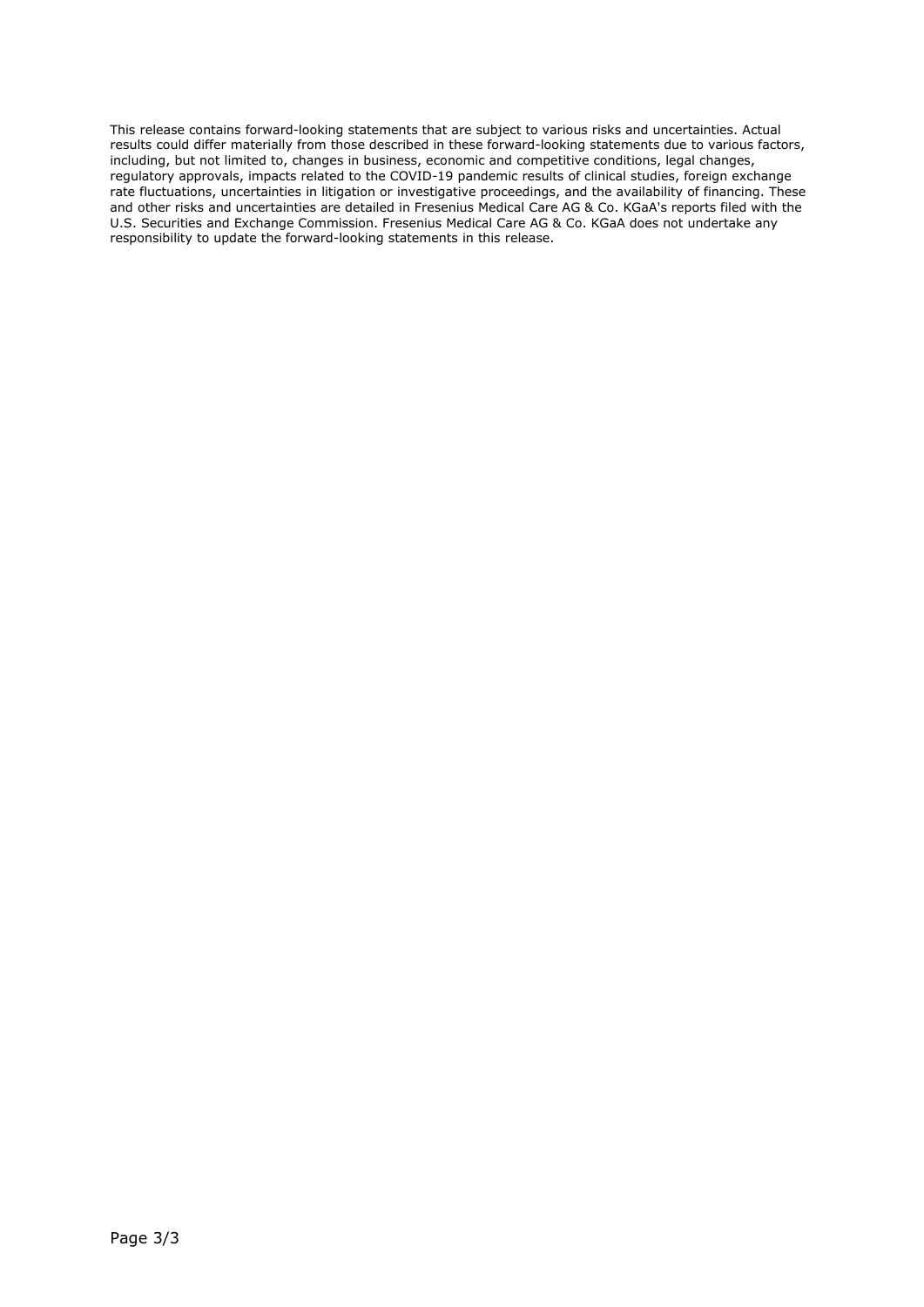This release contains forward-looking statements that are subject to various risks and uncertainties. Actual results could differ materially from those described in these forward-looking statements due to various factors, including, but not limited to, changes in business, economic and competitive conditions, legal changes, regulatory approvals, impacts related to the COVID-19 pandemic results of clinical studies, foreign exchange rate fluctuations, uncertainties in litigation or investigative proceedings, and the availability of financing. These and other risks and uncertainties are detailed in Fresenius Medical Care AG & Co. KGaA's reports filed with the U.S. Securities and Exchange Commission. Fresenius Medical Care AG & Co. KGaA does not undertake any responsibility to update the forward-looking statements in this release.